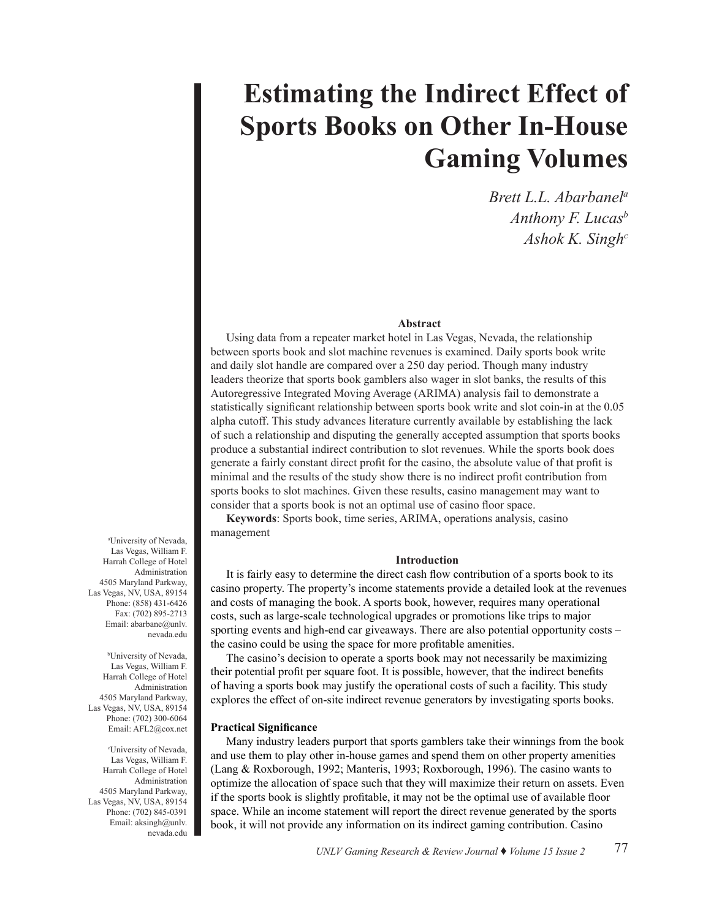# Estimating the Indirect Effect of Sports Books on Other In-House Gaming Volumes

*Brett L.L. Abarbanel*[a]
*Anthony F. Lucas*[b]
*Ashok K. Singh*[c]

### Abstract

Using data from a repeater market hotel in Las Vegas, Nevada, the relationship between sports book and slot machine revenues is examined. Daily sports book write and daily slot handle are compared over a 250 day period. Though many industry leaders theorize that sports book gamblers also wager in slot banks, the results of this Autoregressive Integrated Moving Average (ARIMA) analysis fail to demonstrate a statistically significant relationship between sports book write and slot coin-in at the 0.05 alpha cutoff. This study advances literature currently available by establishing the lack of such a relationship and disputing the generally accepted assumption that sports books produce a substantial indirect contribution to slot revenues. While the sports book does generate a fairly constant direct profit for the casino, the absolute value of that profit is minimal and the results of the study show there is no indirect profit contribution from sports books to slot machines. Given these results, casino management may want to consider that a sports book is not an optimal use of casino floor space.

**Keywords**: Sports book, time series, ARIMA, operations analysis, casino management

### Introduction

It is fairly easy to determine the direct cash flow contribution of a sports book to its casino property. The property's income statements provide a detailed look at the revenues and costs of managing the book. A sports book, however, requires many operational costs, such as large-scale technological upgrades or promotions like trips to major sporting events and high-end car giveaways. There are also potential opportunity costs – the casino could be using the space for more profitable amenities.

The casino's decision to operate a sports book may not necessarily be maximizing their potential profit per square foot. It is possible, however, that the indirect benefits of having a sports book may justify the operational costs of such a facility. This study explores the effect of on-site indirect revenue generators by investigating sports books.

#### Practical Significance

Many industry leaders purport that sports gamblers take their winnings from the book and use them to play other in-house games and spend them on other property amenities (Lang & Roxborough, 1992; Manteris, 1993; Roxborough, 1996). The casino wants to optimize the allocation of space such that they will maximize their return on assets. Even if the sports book is slightly profitable, it may not be the optimal use of available floor space. While an income statement will report the direct revenue generated by the sports book, it will not provide any information on its indirect gaming contribution. Casino

---

[a] University of Nevada, Las Vegas, William F. Harrah College of Hotel Administration, 4505 Maryland Parkway, Las Vegas, NV, USA, 89154. Phone: (858) 431-6426. Fax: (702) 895-2713. Email: abarbane@unlv.nevada.edu

[b] University of Nevada, Las Vegas, William F. Harrah College of Hotel Administration, 4505 Maryland Parkway, Las Vegas, NV, USA, 89154. Phone: (702) 300-6064. Email: AFL2@cox.net

[c] University of Nevada, Las Vegas, William F. Harrah College of Hotel Administration, 4505 Maryland Parkway, Las Vegas, NV, USA, 89154. Phone: (702) 845-0391. Email: aksingh@unlv.nevada.edu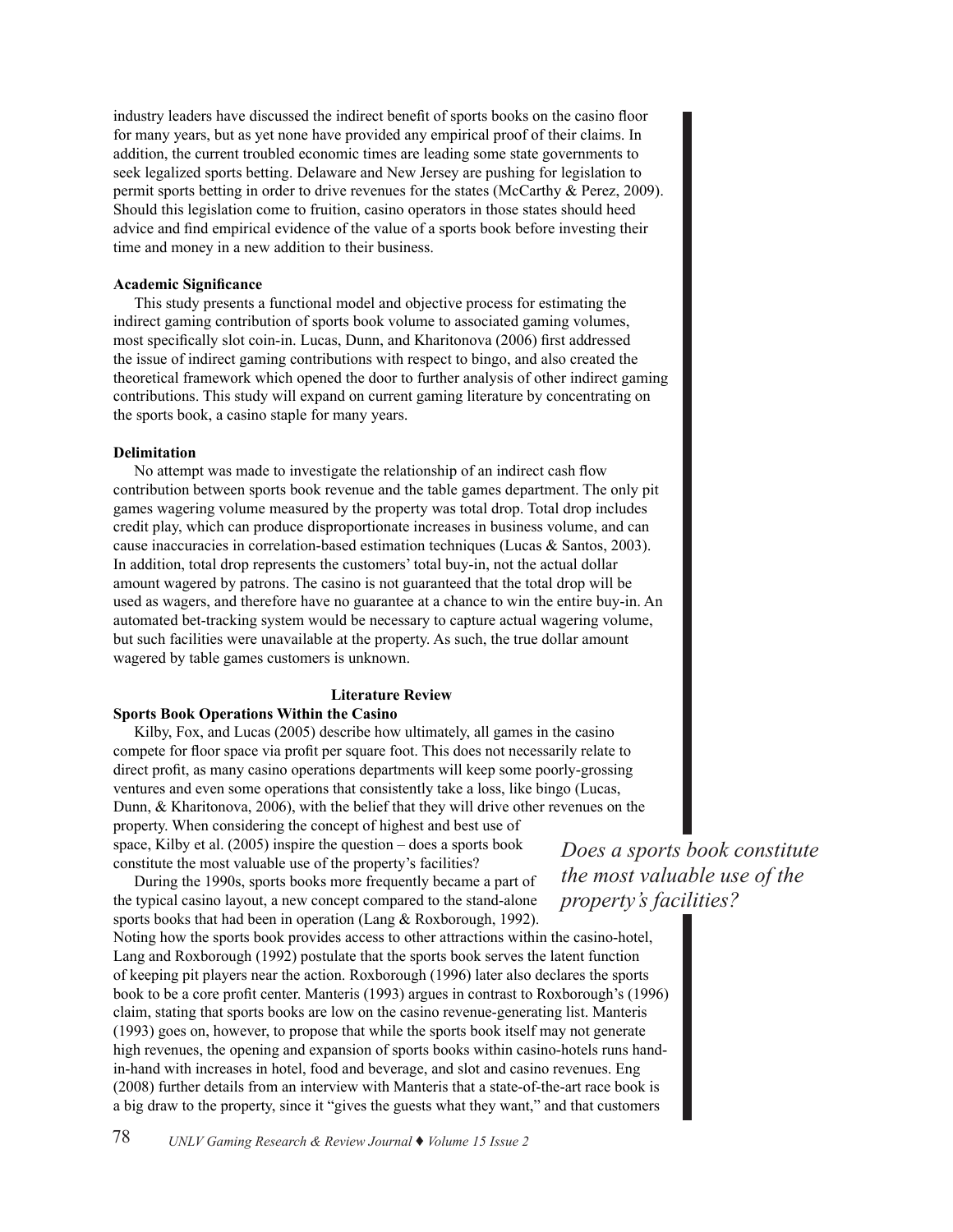industry leaders have discussed the indirect benefit of sports books on the casino floor for many years, but as yet none have provided any empirical proof of their claims. In addition, the current troubled economic times are leading some state governments to seek legalized sports betting. Delaware and New Jersey are pushing for legislation to permit sports betting in order to drive revenues for the states (McCarthy & Perez, 2009). Should this legislation come to fruition, casino operators in those states should heed advice and find empirical evidence of the value of a sports book before investing their time and money in a new addition to their business.

**Academic Significance**

This study presents a functional model and objective process for estimating the indirect gaming contribution of sports book volume to associated gaming volumes, most specifically slot coin-in. Lucas, Dunn, and Kharitonova (2006) first addressed the issue of indirect gaming contributions with respect to bingo, and also created the theoretical framework which opened the door to further analysis of other indirect gaming contributions. This study will expand on current gaming literature by concentrating on the sports book, a casino staple for many years.

**Delimitation**

No attempt was made to investigate the relationship of an indirect cash flow contribution between sports book revenue and the table games department. The only pit games wagering volume measured by the property was total drop. Total drop includes credit play, which can produce disproportionate increases in business volume, and can cause inaccuracies in correlation-based estimation techniques (Lucas & Santos, 2003). In addition, total drop represents the customers' total buy-in, not the actual dollar amount wagered by patrons. The casino is not guaranteed that the total drop will be used as wagers, and therefore have no guarantee at a chance to win the entire buy-in. An automated bet-tracking system would be necessary to capture actual wagering volume, but such facilities were unavailable at the property. As such, the true dollar amount wagered by table games customers is unknown.

## Literature Review

**Sports Book Operations Within the Casino**

Kilby, Fox, and Lucas (2005) describe how ultimately, all games in the casino compete for floor space via profit per square foot. This does not necessarily relate to direct profit, as many casino operations departments will keep some poorly-grossing ventures and even some operations that consistently take a loss, like bingo (Lucas, Dunn, & Kharitonova, 2006), with the belief that they will drive other revenues on the property. When considering the concept of highest and best use of space, Kilby et al. (2005) inspire the question – does a sports book constitute the most valuable use of the property's facilities?

*Does a sports book constitute the most valuable use of the property's facilities?*

During the 1990s, sports books more frequently became a part of the typical casino layout, a new concept compared to the stand-alone sports books that had been in operation (Lang & Roxborough, 1992). Noting how the sports book provides access to other attractions within the casino-hotel, Lang and Roxborough (1992) postulate that the sports book serves the latent function of keeping pit players near the action. Roxborough (1996) later also declares the sports book to be a core profit center. Manteris (1993) argues in contrast to Roxborough's (1996) claim, stating that sports books are low on the casino revenue-generating list. Manteris (1993) goes on, however, to propose that while the sports book itself may not generate high revenues, the opening and expansion of sports books within casino-hotels runs hand-in-hand with increases in hotel, food and beverage, and slot and casino revenues. Eng (2008) further details from an interview with Manteris that a state-of-the-art race book is a big draw to the property, since it "gives the guests what they want," and that customers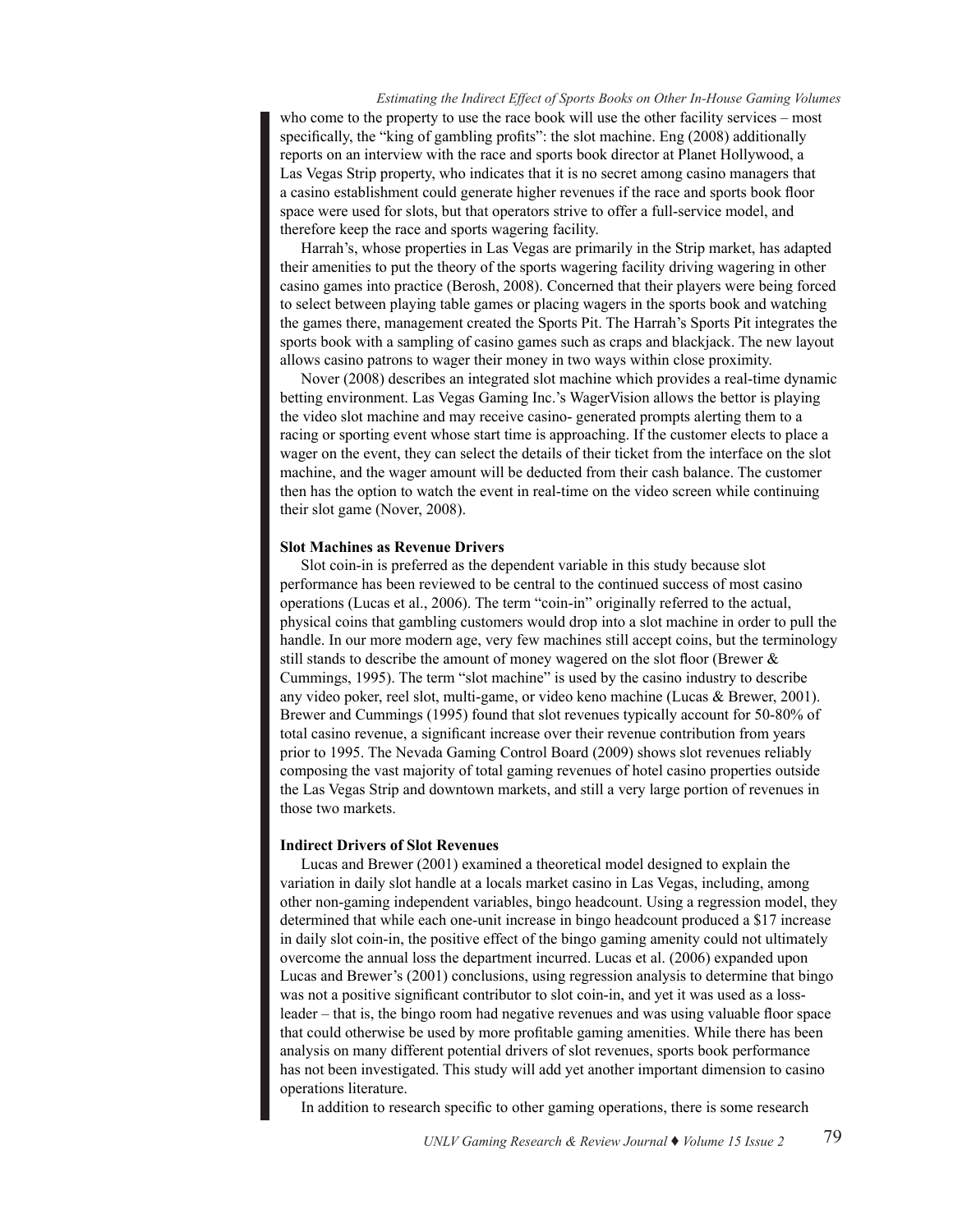who come to the property to use the race book will use the other facility services – most specifically, the "king of gambling profits": the slot machine. Eng (2008) additionally reports on an interview with the race and sports book director at Planet Hollywood, a Las Vegas Strip property, who indicates that it is no secret among casino managers that a casino establishment could generate higher revenues if the race and sports book floor space were used for slots, but that operators strive to offer a full-service model, and therefore keep the race and sports wagering facility.

Harrah's, whose properties in Las Vegas are primarily in the Strip market, has adapted their amenities to put the theory of the sports wagering facility driving wagering in other casino games into practice (Berosh, 2008). Concerned that their players were being forced to select between playing table games or placing wagers in the sports book and watching the games there, management created the Sports Pit. The Harrah's Sports Pit integrates the sports book with a sampling of casino games such as craps and blackjack. The new layout allows casino patrons to wager their money in two ways within close proximity.

Nover (2008) describes an integrated slot machine which provides a real-time dynamic betting environment. Las Vegas Gaming Inc.'s WagerVision allows the bettor is playing the video slot machine and may receive casino- generated prompts alerting them to a racing or sporting event whose start time is approaching. If the customer elects to place a wager on the event, they can select the details of their ticket from the interface on the slot machine, and the wager amount will be deducted from their cash balance. The customer then has the option to watch the event in real-time on the video screen while continuing their slot game (Nover, 2008).

### Slot Machines as Revenue Drivers

Slot coin-in is preferred as the dependent variable in this study because slot performance has been reviewed to be central to the continued success of most casino operations (Lucas et al., 2006). The term "coin-in" originally referred to the actual, physical coins that gambling customers would drop into a slot machine in order to pull the handle. In our more modern age, very few machines still accept coins, but the terminology still stands to describe the amount of money wagered on the slot floor (Brewer & Cummings, 1995). The term "slot machine" is used by the casino industry to describe any video poker, reel slot, multi-game, or video keno machine (Lucas & Brewer, 2001). Brewer and Cummings (1995) found that slot revenues typically account for 50-80% of total casino revenue, a significant increase over their revenue contribution from years prior to 1995. The Nevada Gaming Control Board (2009) shows slot revenues reliably composing the vast majority of total gaming revenues of hotel casino properties outside the Las Vegas Strip and downtown markets, and still a very large portion of revenues in those two markets.

### Indirect Drivers of Slot Revenues

Lucas and Brewer (2001) examined a theoretical model designed to explain the variation in daily slot handle at a locals market casino in Las Vegas, including, among other non-gaming independent variables, bingo headcount. Using a regression model, they determined that while each one-unit increase in bingo headcount produced a $17 increase in daily slot coin-in, the positive effect of the bingo gaming amenity could not ultimately overcome the annual loss the department incurred. Lucas et al. (2006) expanded upon Lucas and Brewer's (2001) conclusions, using regression analysis to determine that bingo was not a positive significant contributor to slot coin-in, and yet it was used as a loss-leader – that is, the bingo room had negative revenues and was using valuable floor space that could otherwise be used by more profitable gaming amenities. While there has been analysis on many different potential drivers of slot revenues, sports book performance has not been investigated. This study will add yet another important dimension to casino operations literature.

In addition to research specific to other gaming operations, there is some research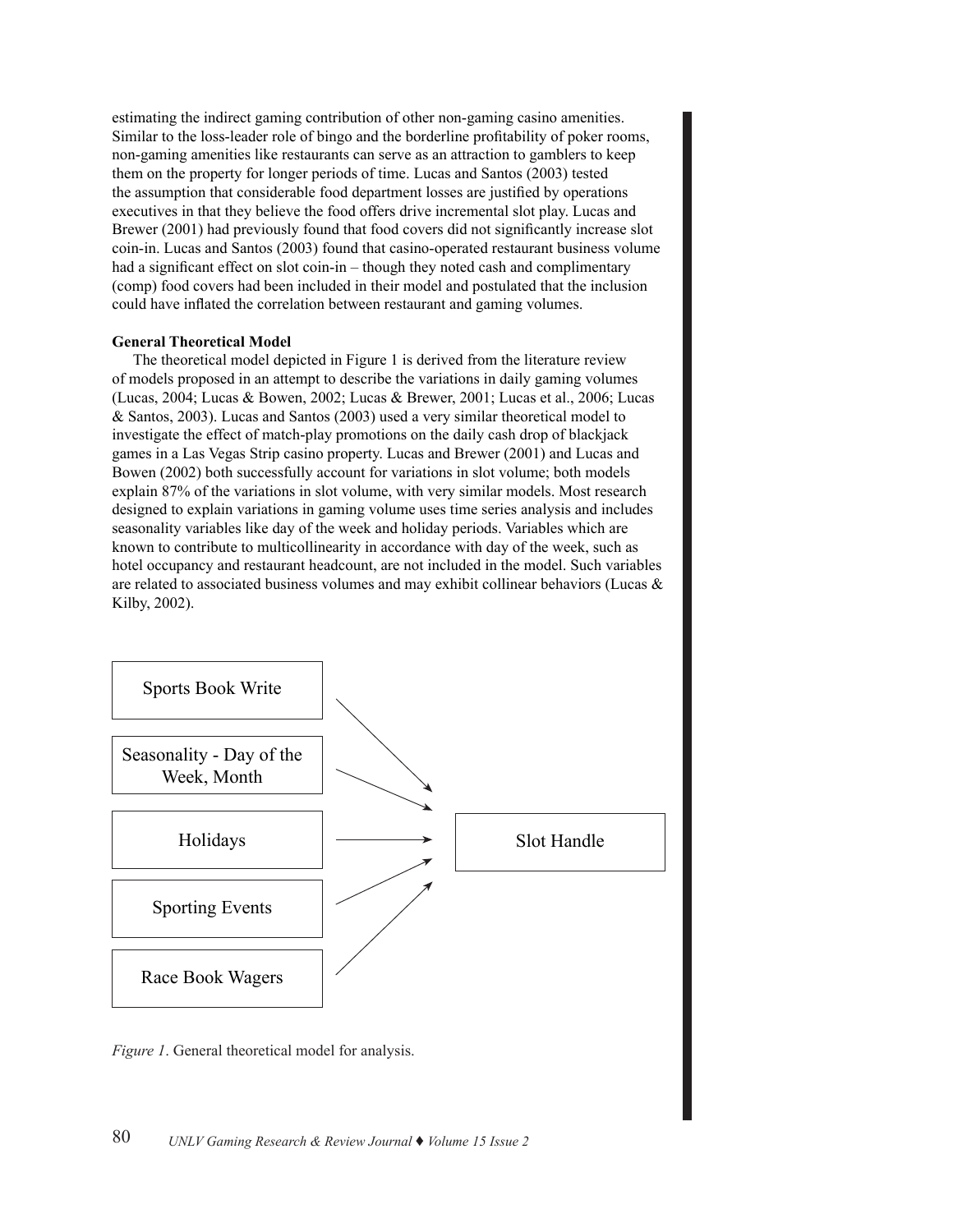estimating the indirect gaming contribution of other non-gaming casino amenities. Similar to the loss-leader role of bingo and the borderline profitability of poker rooms, non-gaming amenities like restaurants can serve as an attraction to gamblers to keep them on the property for longer periods of time. Lucas and Santos (2003) tested the assumption that considerable food department losses are justified by operations executives in that they believe the food offers drive incremental slot play. Lucas and Brewer (2001) had previously found that food covers did not significantly increase slot coin-in. Lucas and Santos (2003) found that casino-operated restaurant business volume had a significant effect on slot coin-in – though they noted cash and complimentary (comp) food covers had been included in their model and postulated that the inclusion could have inflated the correlation between restaurant and gaming volumes.

**General Theoretical Model**

The theoretical model depicted in Figure 1 is derived from the literature review of models proposed in an attempt to describe the variations in daily gaming volumes (Lucas, 2004; Lucas & Bowen, 2002; Lucas & Brewer, 2001; Lucas et al., 2006; Lucas & Santos, 2003). Lucas and Santos (2003) used a very similar theoretical model to investigate the effect of match-play promotions on the daily cash drop of blackjack games in a Las Vegas Strip casino property. Lucas and Brewer (2001) and Lucas and Bowen (2002) both successfully account for variations in slot volume; both models explain 87% of the variations in slot volume, with very similar models. Most research designed to explain variations in gaming volume uses time series analysis and includes seasonality variables like day of the week and holiday periods. Variables which are known to contribute to multicollinearity in accordance with day of the week, such as hotel occupancy and restaurant headcount, are not included in the model. Such variables are related to associated business volumes and may exhibit collinear behaviors (Lucas & Kilby, 2002).

Sports Book Write → Slot Handle
Seasonality - Day of the Week, Month → Slot Handle
Holidays → Slot Handle
Sporting Events → Slot Handle
Race Book Wagers → Slot Handle

*Figure 1*. General theoretical model for analysis.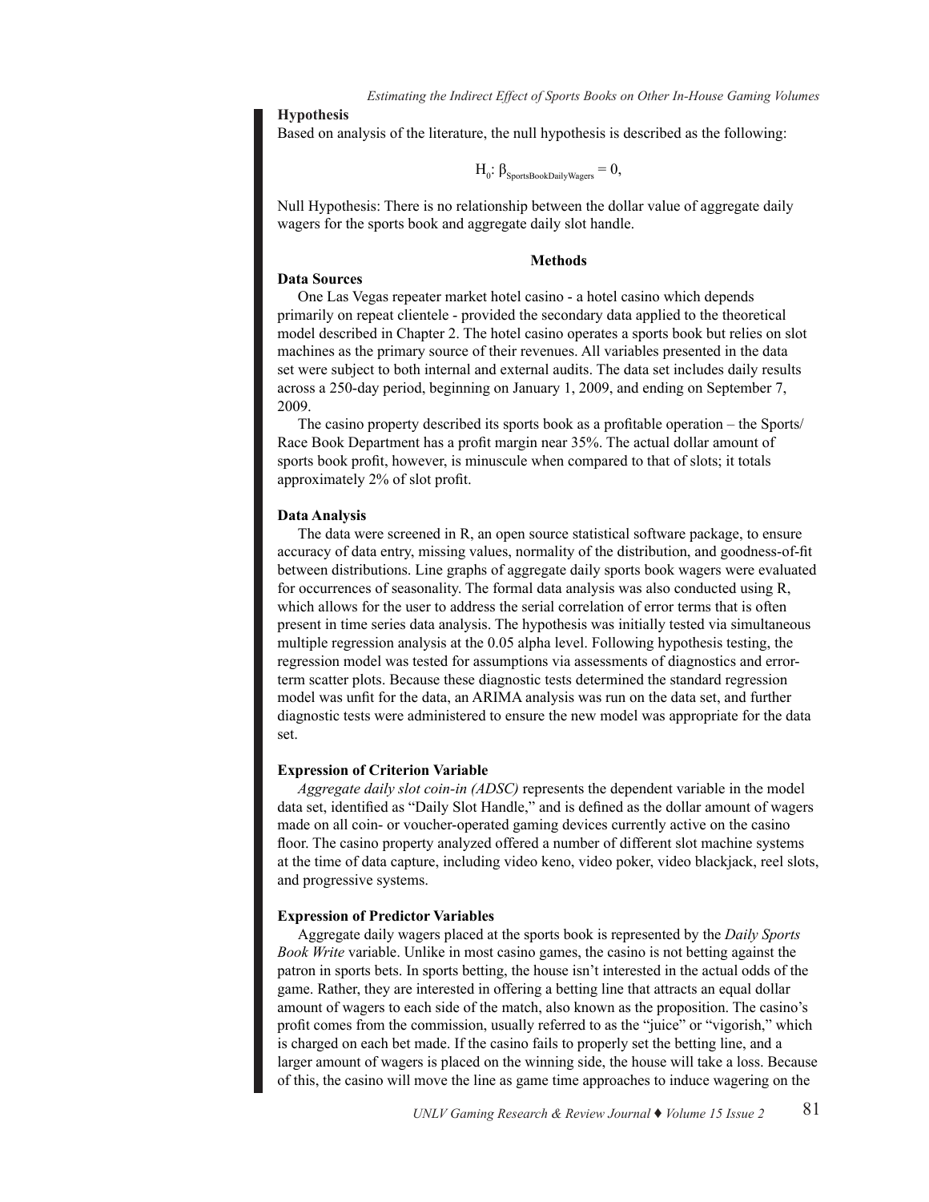### Hypothesis

Based on analysis of the literature, the null hypothesis is described as the following:

$$H_0: \beta_{SportsBookDailyWagers} = 0,$$

Null Hypothesis: There is no relationship between the dollar value of aggregate daily wagers for the sports book and aggregate daily slot handle.

## Methods

### Data Sources

One Las Vegas repeater market hotel casino - a hotel casino which depends primarily on repeat clientele - provided the secondary data applied to the theoretical model described in Chapter 2. The hotel casino operates a sports book but relies on slot machines as the primary source of their revenues. All variables presented in the data set were subject to both internal and external audits. The data set includes daily results across a 250-day period, beginning on January 1, 2009, and ending on September 7, 2009.

The casino property described its sports book as a profitable operation – the Sports/Race Book Department has a profit margin near 35%. The actual dollar amount of sports book profit, however, is minuscule when compared to that of slots; it totals approximately 2% of slot profit.

### Data Analysis

The data were screened in R, an open source statistical software package, to ensure accuracy of data entry, missing values, normality of the distribution, and goodness-of-fit between distributions. Line graphs of aggregate daily sports book wagers were evaluated for occurrences of seasonality. The formal data analysis was also conducted using R, which allows for the user to address the serial correlation of error terms that is often present in time series data analysis. The hypothesis was initially tested via simultaneous multiple regression analysis at the 0.05 alpha level. Following hypothesis testing, the regression model was tested for assumptions via assessments of diagnostics and error-term scatter plots. Because these diagnostic tests determined the standard regression model was unfit for the data, an ARIMA analysis was run on the data set, and further diagnostic tests were administered to ensure the new model was appropriate for the data set.

### Expression of Criterion Variable

*Aggregate daily slot coin-in (ADSC)* represents the dependent variable in the model data set, identified as "Daily Slot Handle," and is defined as the dollar amount of wagers made on all coin- or voucher-operated gaming devices currently active on the casino floor. The casino property analyzed offered a number of different slot machine systems at the time of data capture, including video keno, video poker, video blackjack, reel slots, and progressive systems.

### Expression of Predictor Variables

Aggregate daily wagers placed at the sports book is represented by the *Daily Sports Book Write* variable. Unlike in most casino games, the casino is not betting against the patron in sports bets. In sports betting, the house isn't interested in the actual odds of the game. Rather, they are interested in offering a betting line that attracts an equal dollar amount of wagers to each side of the match, also known as the proposition. The casino's profit comes from the commission, usually referred to as the "juice" or "vigorish," which is charged on each bet made. If the casino fails to properly set the betting line, and a larger amount of wagers is placed on the winning side, the house will take a loss. Because of this, the casino will move the line as game time approaches to induce wagering on the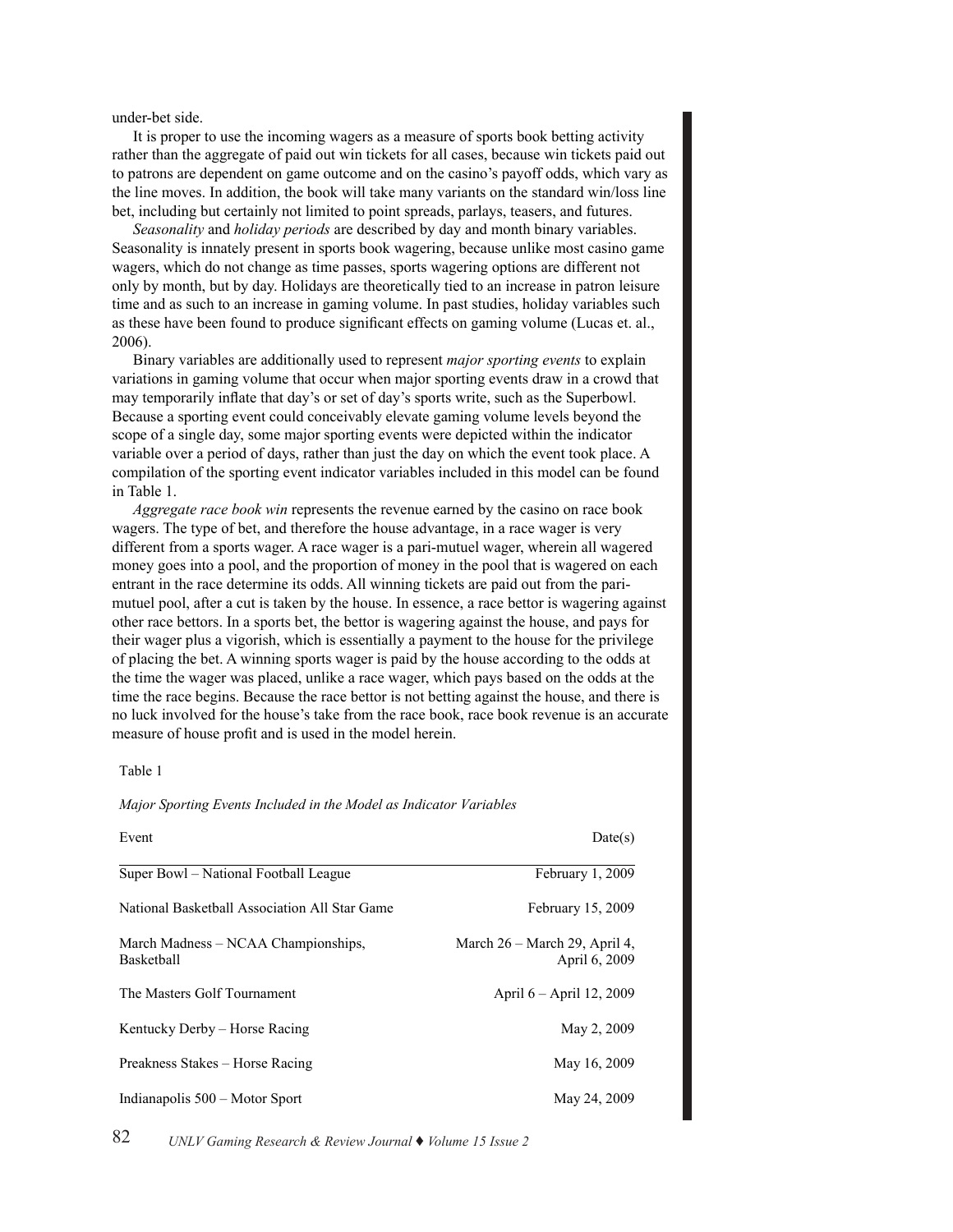under-bet side.

It is proper to use the incoming wagers as a measure of sports book betting activity rather than the aggregate of paid out win tickets for all cases, because win tickets paid out to patrons are dependent on game outcome and on the casino's payoff odds, which vary as the line moves. In addition, the book will take many variants on the standard win/loss line bet, including but certainly not limited to point spreads, parlays, teasers, and futures.

*Seasonality* and *holiday periods* are described by day and month binary variables. Seasonality is innately present in sports book wagering, because unlike most casino game wagers, which do not change as time passes, sports wagering options are different not only by month, but by day. Holidays are theoretically tied to an increase in patron leisure time and as such to an increase in gaming volume. In past studies, holiday variables such as these have been found to produce significant effects on gaming volume (Lucas et. al., 2006).

Binary variables are additionally used to represent *major sporting events* to explain variations in gaming volume that occur when major sporting events draw in a crowd that may temporarily inflate that day's or set of day's sports write, such as the Superbowl. Because a sporting event could conceivably elevate gaming volume levels beyond the scope of a single day, some major sporting events were depicted within the indicator variable over a period of days, rather than just the day on which the event took place. A compilation of the sporting event indicator variables included in this model can be found in Table 1.

*Aggregate race book win* represents the revenue earned by the casino on race book wagers. The type of bet, and therefore the house advantage, in a race wager is very different from a sports wager. A race wager is a pari-mutuel wager, wherein all wagered money goes into a pool, and the proportion of money in the pool that is wagered on each entrant in the race determine its odds. All winning tickets are paid out from the pari-mutuel pool, after a cut is taken by the house. In essence, a race bettor is wagering against other race bettors. In a sports bet, the bettor is wagering against the house, and pays for their wager plus a vigorish, which is essentially a payment to the house for the privilege of placing the bet. A winning sports wager is paid by the house according to the odds at the time the wager was placed, unlike a race wager, which pays based on the odds at the time the race begins. Because the race bettor is not betting against the house, and there is no luck involved for the house's take from the race book, race book revenue is an accurate measure of house profit and is used in the model herein.

Table 1

*Major Sporting Events Included in the Model as Indicator Variables*

| Event | Date(s) |
|---|---|
| Super Bowl – National Football League | February 1, 2009 |
| National Basketball Association All Star Game | February 15, 2009 |
| March Madness – NCAA Championships, Basketball | March 26 – March 29, April 4, April 6, 2009 |
| The Masters Golf Tournament | April 6 – April 12, 2009 |
| Kentucky Derby – Horse Racing | May 2, 2009 |
| Preakness Stakes – Horse Racing | May 16, 2009 |
| Indianapolis 500 – Motor Sport | May 24, 2009 |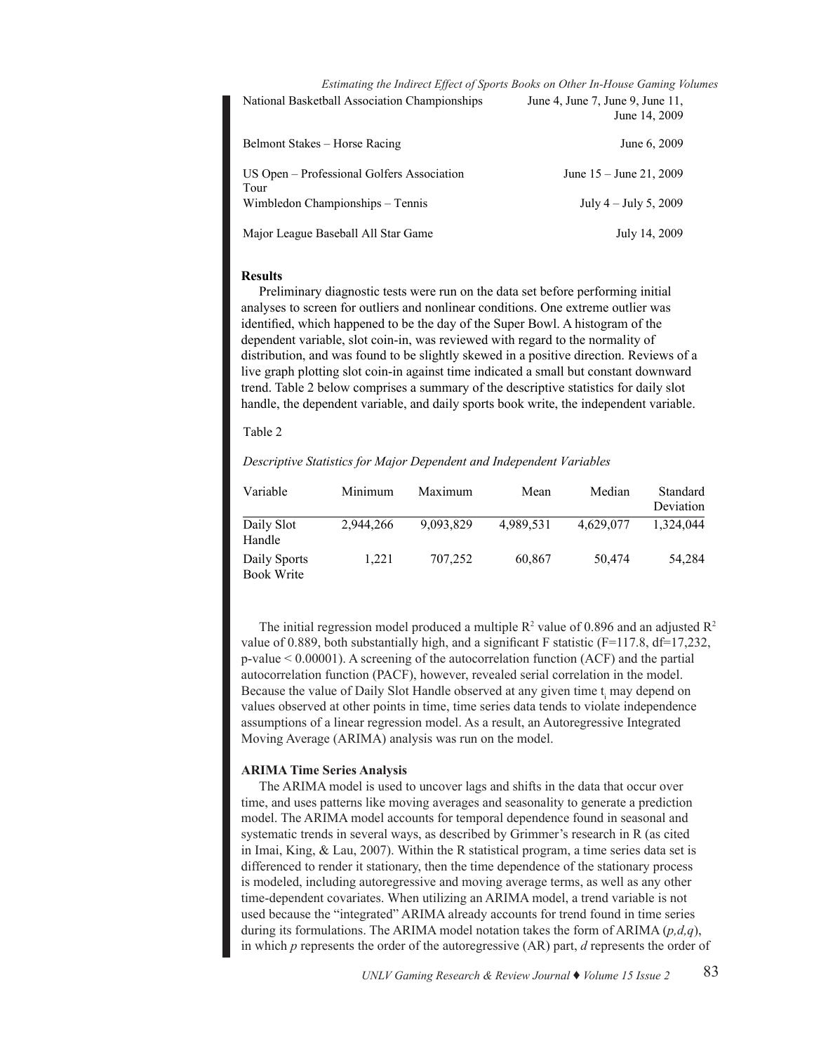| | |
|---|---|
| National Basketball Association Championships | June 4, June 7, June 9, June 11, June 14, 2009 |
| Belmont Stakes – Horse Racing | June 6, 2009 |
| US Open – Professional Golfers Association Tour | June 15 – June 21, 2009 |
| Wimbledon Championships – Tennis | July 4 – July 5, 2009 |
| Major League Baseball All Star Game | July 14, 2009 |

**Results**

Preliminary diagnostic tests were run on the data set before performing initial analyses to screen for outliers and nonlinear conditions. One extreme outlier was identified, which happened to be the day of the Super Bowl. A histogram of the dependent variable, slot coin-in, was reviewed with regard to the normality of distribution, and was found to be slightly skewed in a positive direction. Reviews of a live graph plotting slot coin-in against time indicated a small but constant downward trend. Table 2 below comprises a summary of the descriptive statistics for daily slot handle, the dependent variable, and daily sports book write, the independent variable.

Table 2

*Descriptive Statistics for Major Dependent and Independent Variables*

| Variable | Minimum | Maximum | Mean | Median | Standard Deviation |
|---|---|---|---|---|---|
| Daily Slot Handle | 2,944,266 | 9,093,829 | 4,989,531 | 4,629,077 | 1,324,044 |
| Daily Sports Book Write | 1,221 | 707,252 | 60,867 | 50,474 | 54,284 |

The initial regression model produced a multiple $R^2$ value of 0.896 and an adjusted $R^2$ value of 0.889, both substantially high, and a significant F statistic (F=117.8, df=17,232, p-value < 0.00001). A screening of the autocorrelation function (ACF) and the partial autocorrelation function (PACF), however, revealed serial correlation in the model. Because the value of Daily Slot Handle observed at any given time $t_i$ may depend on values observed at other points in time, time series data tends to violate independence assumptions of a linear regression model. As a result, an Autoregressive Integrated Moving Average (ARIMA) analysis was run on the model.

**ARIMA Time Series Analysis**

The ARIMA model is used to uncover lags and shifts in the data that occur over time, and uses patterns like moving averages and seasonality to generate a prediction model. The ARIMA model accounts for temporal dependence found in seasonal and systematic trends in several ways, as described by Grimmer's research in R (as cited in Imai, King, & Lau, 2007). Within the R statistical program, a time series data set is differenced to render it stationary, then the time dependence of the stationary process is modeled, including autoregressive and moving average terms, as well as any other time-dependent covariates. When utilizing an ARIMA model, a trend variable is not used because the "integrated" ARIMA already accounts for trend found in time series during its formulations. The ARIMA model notation takes the form of ARIMA ($p,d,q$), in which $p$ represents the order of the autoregressive (AR) part, $d$ represents the order of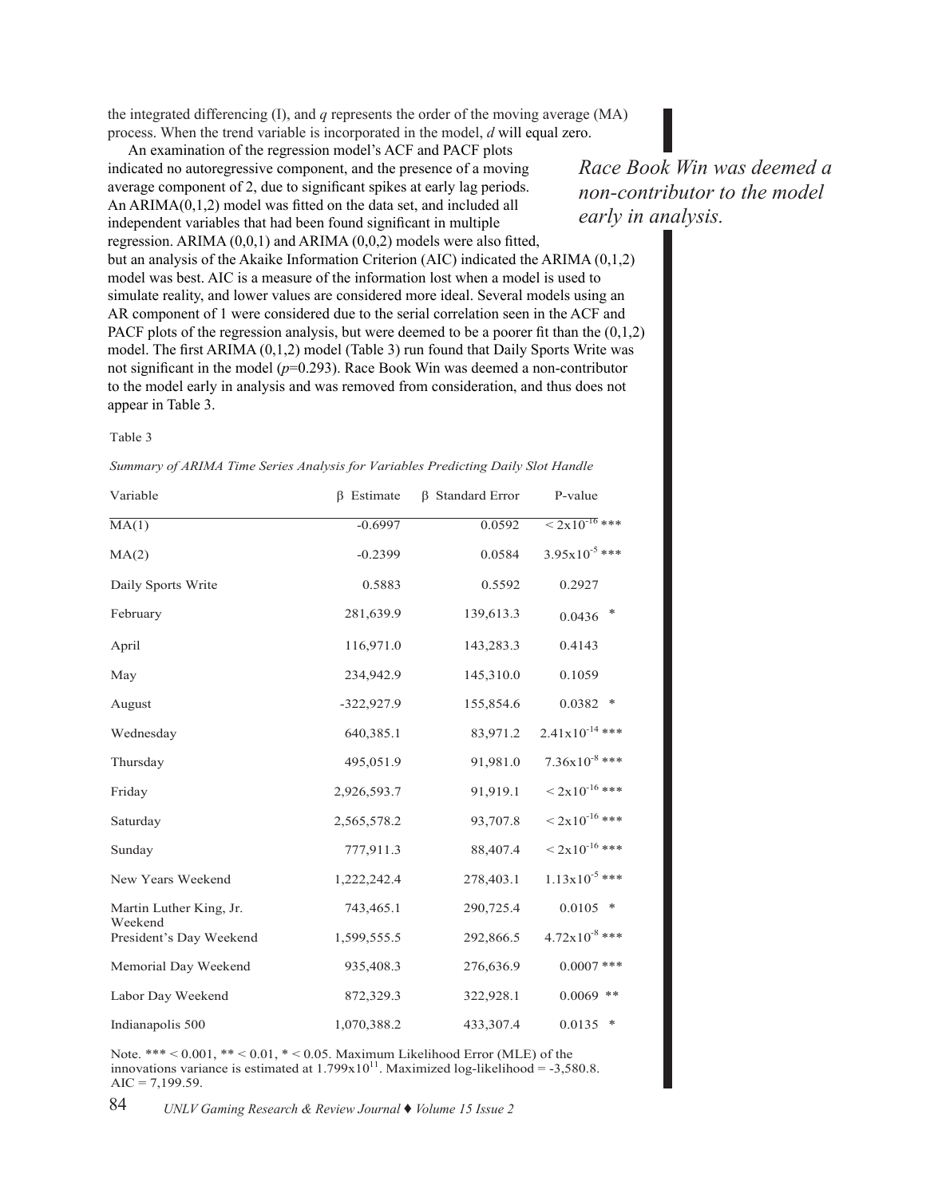the integrated differencing (I), and $q$ represents the order of the moving average (MA) process. When the trend variable is incorporated in the model, $d$ will equal zero.

An examination of the regression model's ACF and PACF plots indicated no autoregressive component, and the presence of a moving average component of 2, due to significant spikes at early lag periods. An ARIMA(0,1,2) model was fitted on the data set, and included all independent variables that had been found significant in multiple regression. ARIMA (0,0,1) and ARIMA (0,0,2) models were also fitted, but an analysis of the Akaike Information Criterion (AIC) indicated the ARIMA (0,1,2) model was best. AIC is a measure of the information lost when a model is used to simulate reality, and lower values are considered more ideal. Several models using an AR component of 1 were considered due to the serial correlation seen in the ACF and PACF plots of the regression analysis, but were deemed to be a poorer fit than the (0,1,2) model. The first ARIMA (0,1,2) model (Table 3) run found that Daily Sports Write was not significant in the model ($p$=0.293). Race Book Win was deemed a non-contributor to the model early in analysis and was removed from consideration, and thus does not appear in Table 3.

*Race Book Win was deemed a non-contributor to the model early in analysis.*

Table 3

*Summary of ARIMA Time Series Analysis for Variables Predicting Daily Slot Handle*

| Variable | β Estimate | β Standard Error | P-value |
|---|---|---|---|
| MA(1) | -0.6997 | 0.0592 | $< 2x10^{-16}$ *** |
| MA(2) | -0.2399 | 0.0584 | $3.95x10^{-5}$ *** |
| Daily Sports Write | 0.5883 | 0.5592 | 0.2927 |
| February | 281,639.9 | 139,613.3 | 0.0436 * |
| April | 116,971.0 | 143,283.3 | 0.4143 |
| May | 234,942.9 | 145,310.0 | 0.1059 |
| August | -322,927.9 | 155,854.6 | 0.0382 * |
| Wednesday | 640,385.1 | 83,971.2 | $2.41x10^{-14}$ *** |
| Thursday | 495,051.9 | 91,981.0 | $7.36x10^{-8}$ *** |
| Friday | 2,926,593.7 | 91,919.1 | $< 2x10^{-16}$ *** |
| Saturday | 2,565,578.2 | 93,707.8 | $< 2x10^{-16}$ *** |
| Sunday | 777,911.3 | 88,407.4 | $< 2x10^{-16}$ *** |
| New Years Weekend | 1,222,242.4 | 278,403.1 | $1.13x10^{-5}$ *** |
| Martin Luther King, Jr. Weekend | 743,465.1 | 290,725.4 | 0.0105 * |
| President's Day Weekend | 1,599,555.5 | 292,866.5 | $4.72x10^{-8}$ *** |
| Memorial Day Weekend | 935,408.3 | 276,636.9 | 0.0007 *** |
| Labor Day Weekend | 872,329.3 | 322,928.1 | 0.0069 ** |
| Indianapolis 500 | 1,070,388.2 | 433,307.4 | 0.0135 * |

Note. *** < 0.001, ** < 0.01, * < 0.05. Maximum Likelihood Error (MLE) of the innovations variance is estimated at $1.799x10^{11}$. Maximized log-likelihood = -3,580.8. AIC = 7,199.59.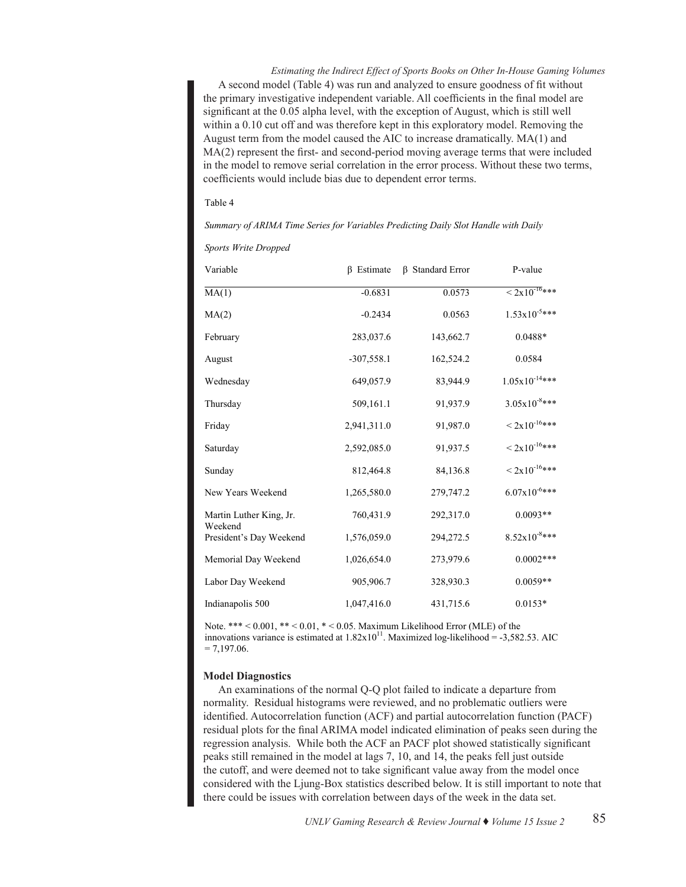A second model (Table 4) was run and analyzed to ensure goodness of fit without the primary investigative independent variable. All coefficients in the final model are significant at the 0.05 alpha level, with the exception of August, which is still well within a 0.10 cut off and was therefore kept in this exploratory model. Removing the August term from the model caused the AIC to increase dramatically. MA(1) and MA(2) represent the first- and second-period moving average terms that were included in the model to remove serial correlation in the error process. Without these two terms, coefficients would include bias due to dependent error terms.

Table 4

*Summary of ARIMA Time Series for Variables Predicting Daily Slot Handle with Daily Sports Write Dropped*

| Variable | β Estimate | β Standard Error | P-value |
|---|---|---|---|
| MA(1) | -0.6831 | 0.0573 | $< 2x10^{-16}$*** |
| MA(2) | -0.2434 | 0.0563 | $1.53x10^{-5}$*** |
| February | 283,037.6 | 143,662.7 | 0.0488* |
| August | -307,558.1 | 162,524.2 | 0.0584 |
| Wednesday | 649,057.9 | 83,944.9 | $1.05x10^{-14}$*** |
| Thursday | 509,161.1 | 91,937.9 | $3.05x10^{-8}$*** |
| Friday | 2,941,311.0 | 91,987.0 | $< 2x10^{-16}$*** |
| Saturday | 2,592,085.0 | 91,937.5 | $< 2x10^{-16}$*** |
| Sunday | 812,464.8 | 84,136.8 | $< 2x10^{-16}$*** |
| New Years Weekend | 1,265,580.0 | 279,747.2 | $6.07x10^{-6}$*** |
| Martin Luther King, Jr. Weekend | 760,431.9 | 292,317.0 | 0.0093** |
| President's Day Weekend | 1,576,059.0 | 294,272.5 | $8.52x10^{-8}$*** |
| Memorial Day Weekend | 1,026,654.0 | 273,979.6 | 0.0002*** |
| Labor Day Weekend | 905,906.7 | 328,930.3 | 0.0059** |
| Indianapolis 500 | 1,047,416.0 | 431,715.6 | 0.0153* |

Note. *** < 0.001, ** < 0.01, * < 0.05. Maximum Likelihood Error (MLE) of the innovations variance is estimated at $1.82x10^{11}$. Maximized log-likelihood = -3,582.53. AIC = 7,197.06.

**Model Diagnostics**

An examinations of the normal Q-Q plot failed to indicate a departure from normality. Residual histograms were reviewed, and no problematic outliers were identified. Autocorrelation function (ACF) and partial autocorrelation function (PACF) residual plots for the final ARIMA model indicated elimination of peaks seen during the regression analysis. While both the ACF an PACF plot showed statistically significant peaks still remained in the model at lags 7, 10, and 14, the peaks fell just outside the cutoff, and were deemed not to take significant value away from the model once considered with the Ljung-Box statistics described below. It is still important to note that there could be issues with correlation between days of the week in the data set.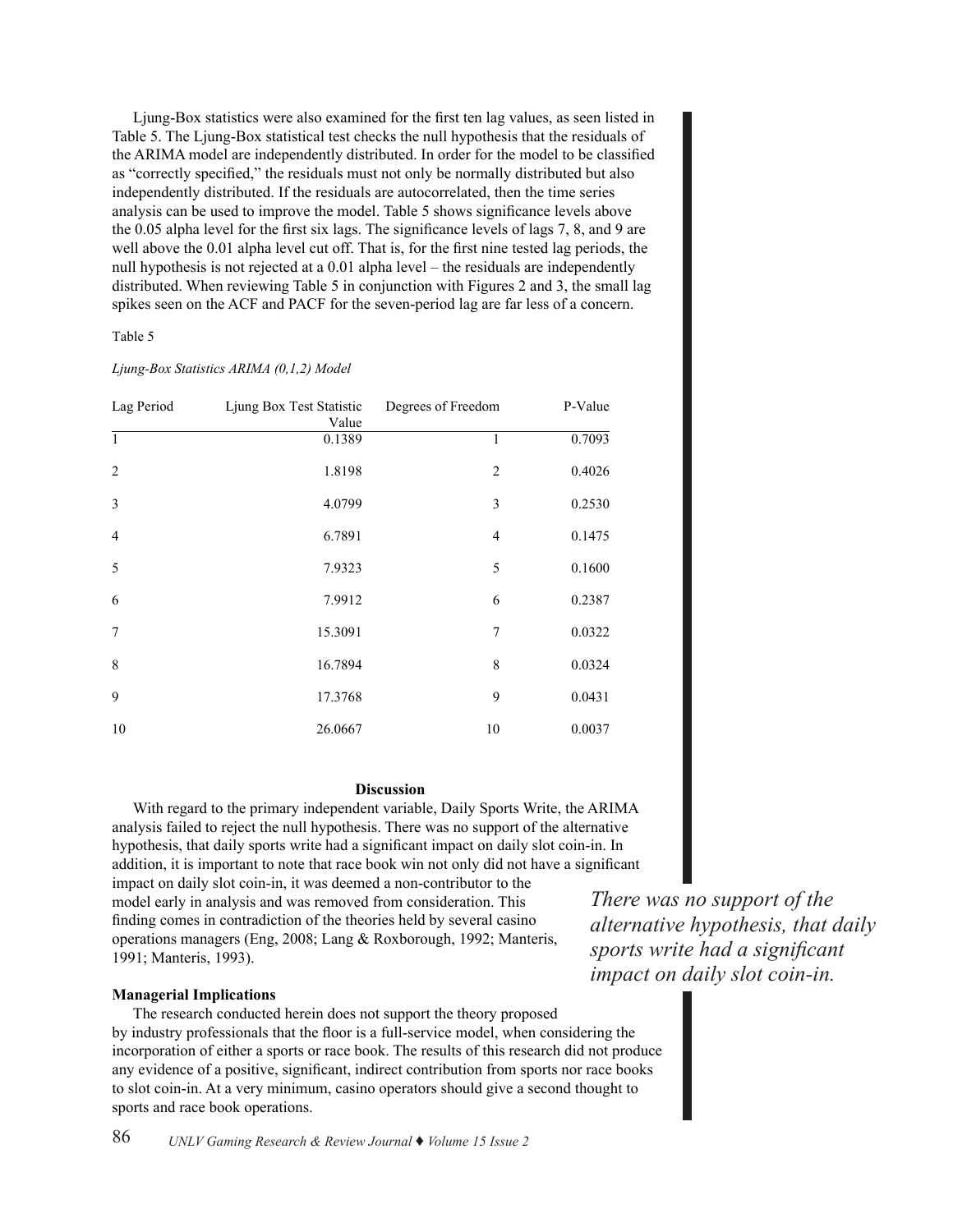Ljung-Box statistics were also examined for the first ten lag values, as seen listed in Table 5. The Ljung-Box statistical test checks the null hypothesis that the residuals of the ARIMA model are independently distributed. In order for the model to be classified as "correctly specified," the residuals must not only be normally distributed but also independently distributed. If the residuals are autocorrelated, then the time series analysis can be used to improve the model. Table 5 shows significance levels above the 0.05 alpha level for the first six lags. The significance levels of lags 7, 8, and 9 are well above the 0.01 alpha level cut off. That is, for the first nine tested lag periods, the null hypothesis is not rejected at a 0.01 alpha level – the residuals are independently distributed. When reviewing Table 5 in conjunction with Figures 2 and 3, the small lag spikes seen on the ACF and PACF for the seven-period lag are far less of a concern.

Table 5

*Ljung-Box Statistics ARIMA (0,1,2) Model*

| Lag Period | Ljung Box Test Statistic Value | Degrees of Freedom | P-Value |
|---|---|---|---|
| 1 | 0.1389 | 1 | 0.7093 |
| 2 | 1.8198 | 2 | 0.4026 |
| 3 | 4.0799 | 3 | 0.2530 |
| 4 | 6.7891 | 4 | 0.1475 |
| 5 | 7.9323 | 5 | 0.1600 |
| 6 | 7.9912 | 6 | 0.2387 |
| 7 | 15.3091 | 7 | 0.0322 |
| 8 | 16.7894 | 8 | 0.0324 |
| 9 | 17.3768 | 9 | 0.0431 |
| 10 | 26.0667 | 10 | 0.0037 |

## Discussion

With regard to the primary independent variable, Daily Sports Write, the ARIMA analysis failed to reject the null hypothesis. There was no support of the alternative hypothesis, that daily sports write had a significant impact on daily slot coin-in. In addition, it is important to note that race book win not only did not have a significant impact on daily slot coin-in, it was deemed a non-contributor to the model early in analysis and was removed from consideration. This finding comes in contradiction of the theories held by several casino operations managers (Eng, 2008; Lang & Roxborough, 1992; Manteris, 1991; Manteris, 1993).

*There was no support of the alternative hypothesis, that daily sports write had a significant impact on daily slot coin-in.*

### Managerial Implications

The research conducted herein does not support the theory proposed by industry professionals that the floor is a full-service model, when considering the incorporation of either a sports or race book. The results of this research did not produce any evidence of a positive, significant, indirect contribution from sports nor race books to slot coin-in. At a very minimum, casino operators should give a second thought to sports and race book operations.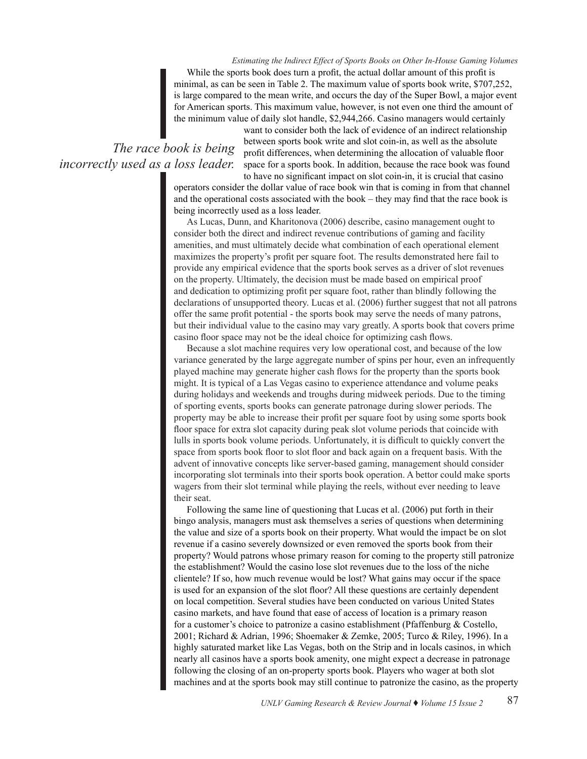While the sports book does turn a profit, the actual dollar amount of this profit is minimal, as can be seen in Table 2. The maximum value of sports book write, $707,252, is large compared to the mean write, and occurs the day of the Super Bowl, a major event for American sports. This maximum value, however, is not even one third the amount of the minimum value of daily slot handle, $2,944,266. Casino managers would certainly want to consider both the lack of evidence of an indirect relationship between sports book write and slot coin-in, as well as the absolute profit differences, when determining the allocation of valuable floor space for a sports book. In addition, because the race book was found to have no significant impact on slot coin-in, it is crucial that casino operators consider the dollar value of race book win that is coming in from that channel and the operational costs associated with the book – they may find that the race book is being incorrectly used as a loss leader.

*The race book is being incorrectly used as a loss leader.*

As Lucas, Dunn, and Kharitonova (2006) describe, casino management ought to consider both the direct and indirect revenue contributions of gaming and facility amenities, and must ultimately decide what combination of each operational element maximizes the property's profit per square foot. The results demonstrated here fail to provide any empirical evidence that the sports book serves as a driver of slot revenues on the property. Ultimately, the decision must be made based on empirical proof and dedication to optimizing profit per square foot, rather than blindly following the declarations of unsupported theory. Lucas et al. (2006) further suggest that not all patrons offer the same profit potential - the sports book may serve the needs of many patrons, but their individual value to the casino may vary greatly. A sports book that covers prime casino floor space may not be the ideal choice for optimizing cash flows.

Because a slot machine requires very low operational cost, and because of the low variance generated by the large aggregate number of spins per hour, even an infrequently played machine may generate higher cash flows for the property than the sports book might. It is typical of a Las Vegas casino to experience attendance and volume peaks during holidays and weekends and troughs during midweek periods. Due to the timing of sporting events, sports books can generate patronage during slower periods. The property may be able to increase their profit per square foot by using some sports book floor space for extra slot capacity during peak slot volume periods that coincide with lulls in sports book volume periods. Unfortunately, it is difficult to quickly convert the space from sports book floor to slot floor and back again on a frequent basis. With the advent of innovative concepts like server-based gaming, management should consider incorporating slot terminals into their sports book operation. A bettor could make sports wagers from their slot terminal while playing the reels, without ever needing to leave their seat.

Following the same line of questioning that Lucas et al. (2006) put forth in their bingo analysis, managers must ask themselves a series of questions when determining the value and size of a sports book on their property. What would the impact be on slot revenue if a casino severely downsized or even removed the sports book from their property? Would patrons whose primary reason for coming to the property still patronize the establishment? Would the casino lose slot revenues due to the loss of the niche clientele? If so, how much revenue would be lost? What gains may occur if the space is used for an expansion of the slot floor? All these questions are certainly dependent on local competition. Several studies have been conducted on various United States casino markets, and have found that ease of access of location is a primary reason for a customer's choice to patronize a casino establishment (Pfaffenburg & Costello, 2001; Richard & Adrian, 1996; Shoemaker & Zemke, 2005; Turco & Riley, 1996). In a highly saturated market like Las Vegas, both on the Strip and in locals casinos, in which nearly all casinos have a sports book amenity, one might expect a decrease in patronage following the closing of an on-property sports book. Players who wager at both slot machines and at the sports book may still continue to patronize the casino, as the property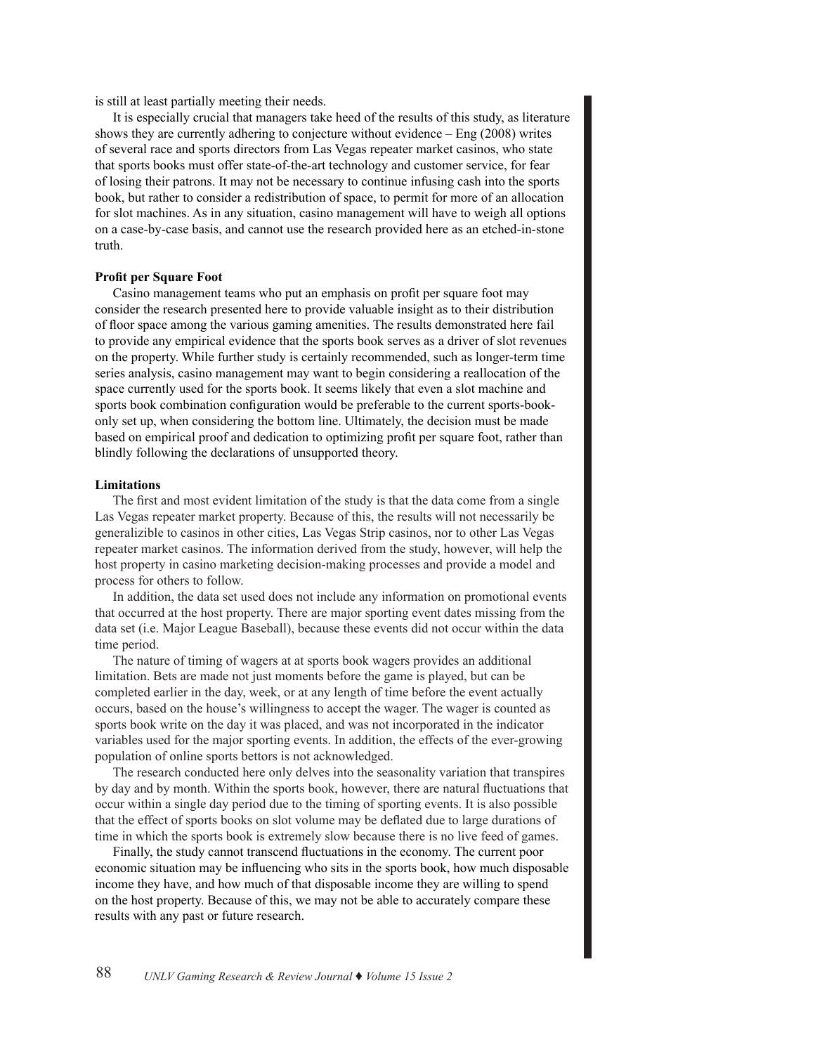is still at least partially meeting their needs.

It is especially crucial that managers take heed of the results of this study, as literature shows they are currently adhering to conjecture without evidence – Eng (2008) writes of several race and sports directors from Las Vegas repeater market casinos, who state that sports books must offer state-of-the-art technology and customer service, for fear of losing their patrons. It may not be necessary to continue infusing cash into the sports book, but rather to consider a redistribution of space, to permit for more of an allocation for slot machines. As in any situation, casino management will have to weigh all options on a case-by-case basis, and cannot use the research provided here as an etched-in-stone truth.

**Profit per Square Foot**

Casino management teams who put an emphasis on profit per square foot may consider the research presented here to provide valuable insight as to their distribution of floor space among the various gaming amenities. The results demonstrated here fail to provide any empirical evidence that the sports book serves as a driver of slot revenues on the property. While further study is certainly recommended, such as longer-term time series analysis, casino management may want to begin considering a reallocation of the space currently used for the sports book. It seems likely that even a slot machine and sports book combination configuration would be preferable to the current sports-book-only set up, when considering the bottom line. Ultimately, the decision must be made based on empirical proof and dedication to optimizing profit per square foot, rather than blindly following the declarations of unsupported theory.

**Limitations**

The first and most evident limitation of the study is that the data come from a single Las Vegas repeater market property. Because of this, the results will not necessarily be generalizible to casinos in other cities, Las Vegas Strip casinos, nor to other Las Vegas repeater market casinos. The information derived from the study, however, will help the host property in casino marketing decision-making processes and provide a model and process for others to follow.

In addition, the data set used does not include any information on promotional events that occurred at the host property. There are major sporting event dates missing from the data set (i.e. Major League Baseball), because these events did not occur within the data time period.

The nature of timing of wagers at at sports book wagers provides an additional limitation. Bets are made not just moments before the game is played, but can be completed earlier in the day, week, or at any length of time before the event actually occurs, based on the house's willingness to accept the wager. The wager is counted as sports book write on the day it was placed, and was not incorporated in the indicator variables used for the major sporting events. In addition, the effects of the ever-growing population of online sports bettors is not acknowledged.

The research conducted here only delves into the seasonality variation that transpires by day and by month. Within the sports book, however, there are natural fluctuations that occur within a single day period due to the timing of sporting events. It is also possible that the effect of sports books on slot volume may be deflated due to large durations of time in which the sports book is extremely slow because there is no live feed of games.

Finally, the study cannot transcend fluctuations in the economy. The current poor economic situation may be influencing who sits in the sports book, how much disposable income they have, and how much of that disposable income they are willing to spend on the host property. Because of this, we may not be able to accurately compare these results with any past or future research.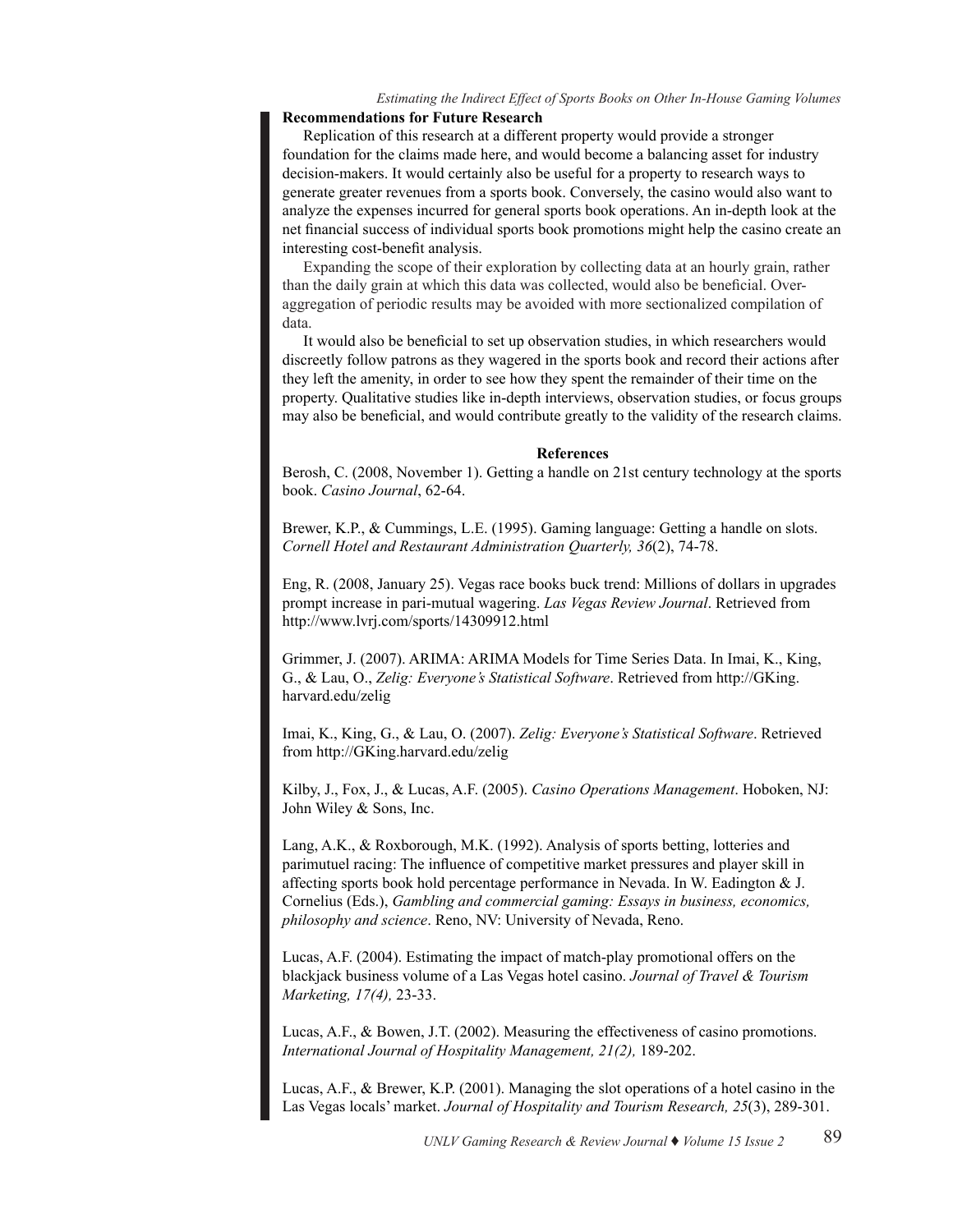## Recommendations for Future Research

Replication of this research at a different property would provide a stronger foundation for the claims made here, and would become a balancing asset for industry decision-makers. It would certainly also be useful for a property to research ways to generate greater revenues from a sports book. Conversely, the casino would also want to analyze the expenses incurred for general sports book operations. An in-depth look at the net financial success of individual sports book promotions might help the casino create an interesting cost-benefit analysis.

Expanding the scope of their exploration by collecting data at an hourly grain, rather than the daily grain at which this data was collected, would also be beneficial. Over-aggregation of periodic results may be avoided with more sectionalized compilation of data.

It would also be beneficial to set up observation studies, in which researchers would discreetly follow patrons as they wagered in the sports book and record their actions after they left the amenity, in order to see how they spent the remainder of their time on the property. Qualitative studies like in-depth interviews, observation studies, or focus groups may also be beneficial, and would contribute greatly to the validity of the research claims.

## References

Berosh, C. (2008, November 1). Getting a handle on 21st century technology at the sports book. *Casino Journal*, 62-64.

Brewer, K.P., & Cummings, L.E. (1995). Gaming language: Getting a handle on slots. *Cornell Hotel and Restaurant Administration Quarterly, 36*(2), 74-78.

Eng, R. (2008, January 25). Vegas race books buck trend: Millions of dollars in upgrades prompt increase in pari-mutual wagering. *Las Vegas Review Journal*. Retrieved from http://www.lvrj.com/sports/14309912.html

Grimmer, J. (2007). ARIMA: ARIMA Models for Time Series Data. In Imai, K., King, G., & Lau, O., *Zelig: Everyone's Statistical Software*. Retrieved from http://GKing.harvard.edu/zelig

Imai, K., King, G., & Lau, O. (2007). *Zelig: Everyone's Statistical Software*. Retrieved from http://GKing.harvard.edu/zelig

Kilby, J., Fox, J., & Lucas, A.F. (2005). *Casino Operations Management*. Hoboken, NJ: John Wiley & Sons, Inc.

Lang, A.K., & Roxborough, M.K. (1992). Analysis of sports betting, lotteries and parimutuel racing: The influence of competitive market pressures and player skill in affecting sports book hold percentage performance in Nevada. In W. Eadington & J. Cornelius (Eds.), *Gambling and commercial gaming: Essays in business, economics, philosophy and science*. Reno, NV: University of Nevada, Reno.

Lucas, A.F. (2004). Estimating the impact of match-play promotional offers on the blackjack business volume of a Las Vegas hotel casino. *Journal of Travel & Tourism Marketing, 17(4),* 23-33.

Lucas, A.F., & Bowen, J.T. (2002). Measuring the effectiveness of casino promotions. *International Journal of Hospitality Management, 21(2),* 189-202.

Lucas, A.F., & Brewer, K.P. (2001). Managing the slot operations of a hotel casino in the Las Vegas locals' market. *Journal of Hospitality and Tourism Research, 25*(3), 289-301.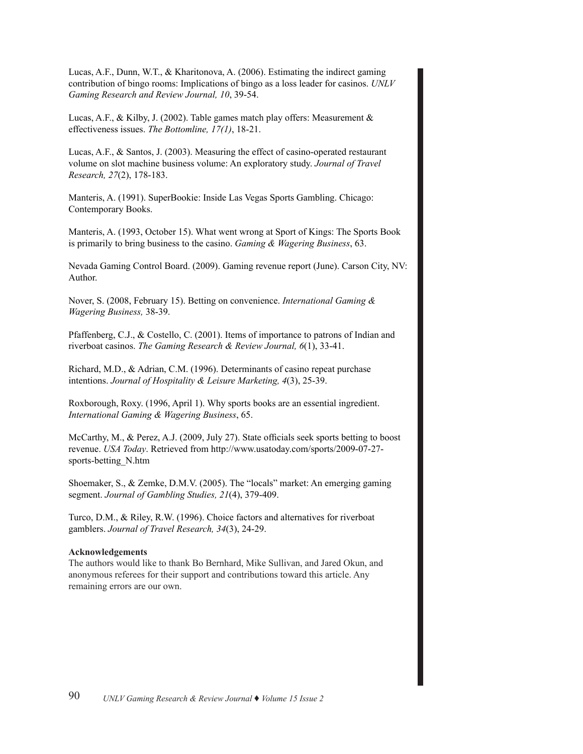Lucas, A.F., Dunn, W.T., & Kharitonova, A. (2006). Estimating the indirect gaming contribution of bingo rooms: Implications of bingo as a loss leader for casinos. *UNLV Gaming Research and Review Journal, 10*, 39-54.

Lucas, A.F., & Kilby, J. (2002). Table games match play offers: Measurement & effectiveness issues. *The Bottomline, 17(1)*, 18-21.

Lucas, A.F., & Santos, J. (2003). Measuring the effect of casino-operated restaurant volume on slot machine business volume: An exploratory study. *Journal of Travel Research, 27*(2), 178-183.

Manteris, A. (1991). SuperBookie: Inside Las Vegas Sports Gambling. Chicago: Contemporary Books.

Manteris, A. (1993, October 15). What went wrong at Sport of Kings: The Sports Book is primarily to bring business to the casino. *Gaming & Wagering Business*, 63.

Nevada Gaming Control Board. (2009). Gaming revenue report (June). Carson City, NV: Author.

Nover, S. (2008, February 15). Betting on convenience. *International Gaming & Wagering Business,* 38-39.

Pfaffenberg, C.J., & Costello, C. (2001). Items of importance to patrons of Indian and riverboat casinos. *The Gaming Research & Review Journal, 6*(1), 33-41.

Richard, M.D., & Adrian, C.M. (1996). Determinants of casino repeat purchase intentions. *Journal of Hospitality & Leisure Marketing, 4*(3), 25-39.

Roxborough, Roxy. (1996, April 1). Why sports books are an essential ingredient. *International Gaming & Wagering Business*, 65.

McCarthy, M., & Perez, A.J. (2009, July 27). State officials seek sports betting to boost revenue. *USA Today*. Retrieved from http://www.usatoday.com/sports/2009-07-27-sports-betting_N.htm

Shoemaker, S., & Zemke, D.M.V. (2005). The "locals" market: An emerging gaming segment. *Journal of Gambling Studies, 21*(4), 379-409.

Turco, D.M., & Riley, R.W. (1996). Choice factors and alternatives for riverboat gamblers. *Journal of Travel Research, 34*(3), 24-29.

**Acknowledgements**

The authors would like to thank Bo Bernhard, Mike Sullivan, and Jared Okun, and anonymous referees for their support and contributions toward this article. Any remaining errors are our own.